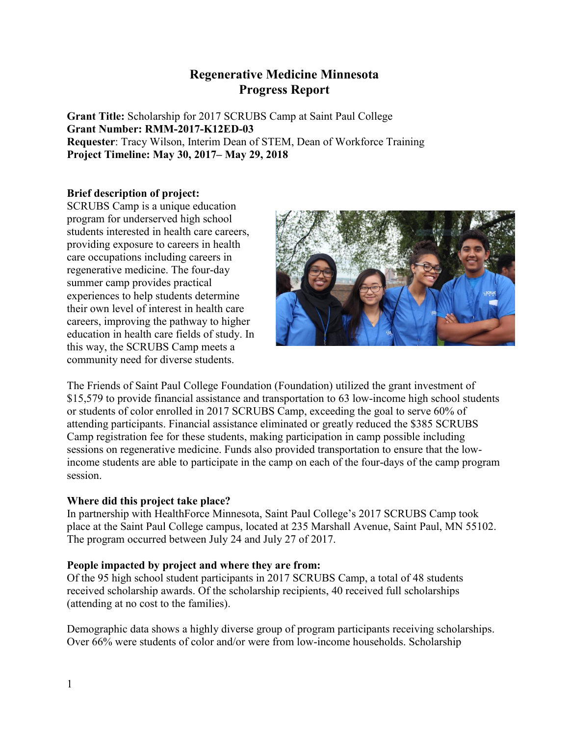# Regenerative Medicine Minnesota
# Progress Report

**Grant Title:** Scholarship for 2017 SCRUBS Camp at Saint Paul College
**Grant Number: RMM-2017-K12ED-03**
**Requester**: Tracy Wilson, Interim Dean of STEM, Dean of Workforce Training
**Project Timeline: May 30, 2017– May 29, 2018**

**Brief description of project:**
SCRUBS Camp is a unique education program for underserved high school students interested in health care careers, providing exposure to careers in health care occupations including careers in regenerative medicine. The four-day summer camp provides practical experiences to help students determine their own level of interest in health care careers, improving the pathway to higher education in health care fields of study. In this way, the SCRUBS Camp meets a community need for diverse students.

The Friends of Saint Paul College Foundation (Foundation) utilized the grant investment of $15,579 to provide financial assistance and transportation to 63 low-income high school students or students of color enrolled in 2017 SCRUBS Camp, exceeding the goal to serve 60% of attending participants. Financial assistance eliminated or greatly reduced the $385 SCRUBS Camp registration fee for these students, making participation in camp possible including sessions on regenerative medicine. Funds also provided transportation to ensure that the low-income students are able to participate in the camp on each of the four-days of the camp program session.

**Where did this project take place?**
In partnership with HealthForce Minnesota, Saint Paul College's 2017 SCRUBS Camp took place at the Saint Paul College campus, located at 235 Marshall Avenue, Saint Paul, MN 55102. The program occurred between July 24 and July 27 of 2017.

**People impacted by project and where they are from:**
Of the 95 high school student participants in 2017 SCRUBS Camp, a total of 48 students received scholarship awards. Of the scholarship recipients, 40 received full scholarships (attending at no cost to the families).

Demographic data shows a highly diverse group of program participants receiving scholarships. Over 66% were students of color and/or were from low-income households. Scholarship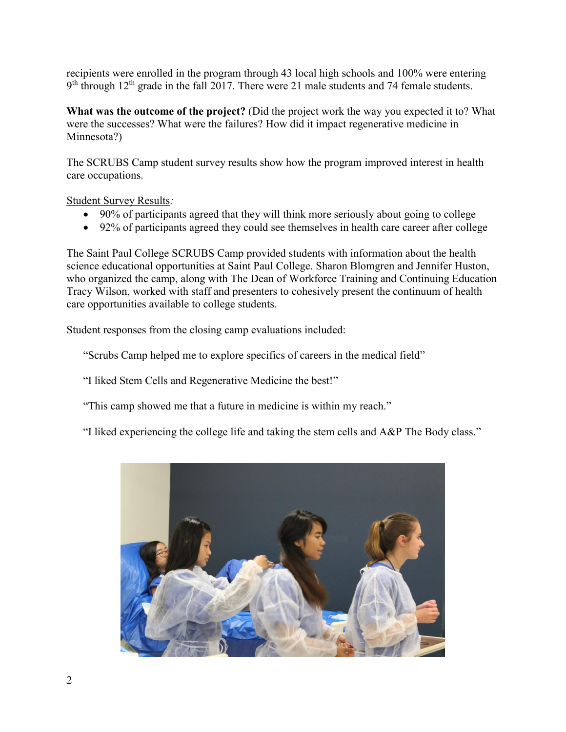recipients were enrolled in the program through 43 local high schools and 100% were entering 9th through 12th grade in the fall 2017. There were 21 male students and 74 female students.

**What was the outcome of the project?** (Did the project work the way you expected it to? What were the successes? What were the failures? How did it impact regenerative medicine in Minnesota?)

The SCRUBS Camp student survey results show how the program improved interest in health care occupations.

Student Survey Results*:*

- 90% of participants agreed that they will think more seriously about going to college
- 92% of participants agreed they could see themselves in health care career after college

The Saint Paul College SCRUBS Camp provided students with information about the health science educational opportunities at Saint Paul College. Sharon Blomgren and Jennifer Huston, who organized the camp, along with The Dean of Workforce Training and Continuing Education Tracy Wilson, worked with staff and presenters to cohesively present the continuum of health care opportunities available to college students.

Student responses from the closing camp evaluations included:

"Scrubs Camp helped me to explore specifics of careers in the medical field"

"I liked Stem Cells and Regenerative Medicine the best!"

"This camp showed me that a future in medicine is within my reach."

"I liked experiencing the college life and taking the stem cells and A&P The Body class."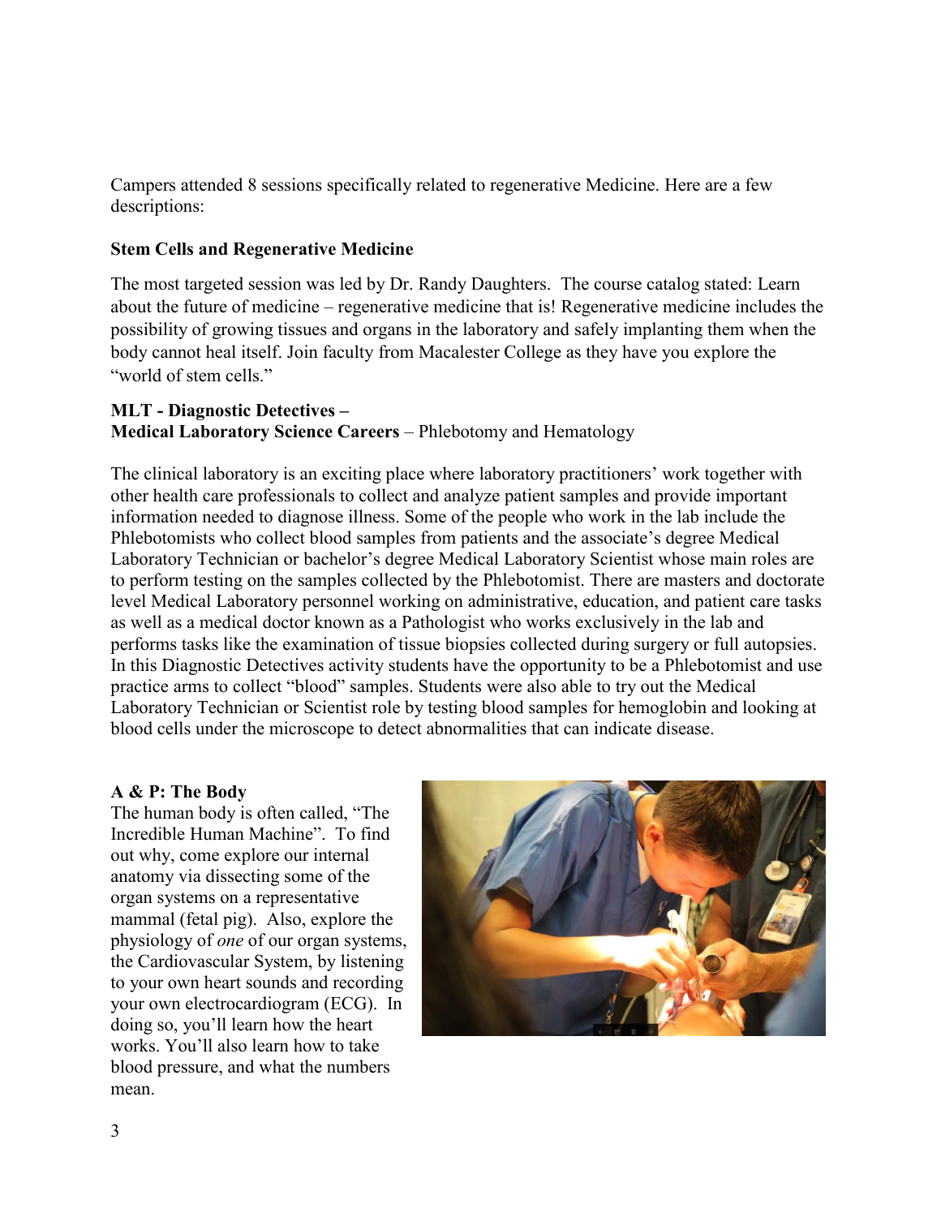Campers attended 8 sessions specifically related to regenerative Medicine. Here are a few descriptions:

**Stem Cells and Regenerative Medicine**

The most targeted session was led by Dr. Randy Daughters. The course catalog stated: Learn about the future of medicine – regenerative medicine that is! Regenerative medicine includes the possibility of growing tissues and organs in the laboratory and safely implanting them when the body cannot heal itself. Join faculty from Macalester College as they have you explore the "world of stem cells."

**MLT - Diagnostic Detectives –**
**Medical Laboratory Science Careers** – Phlebotomy and Hematology

The clinical laboratory is an exciting place where laboratory practitioners' work together with other health care professionals to collect and analyze patient samples and provide important information needed to diagnose illness. Some of the people who work in the lab include the Phlebotomists who collect blood samples from patients and the associate's degree Medical Laboratory Technician or bachelor's degree Medical Laboratory Scientist whose main roles are to perform testing on the samples collected by the Phlebotomist. There are masters and doctorate level Medical Laboratory personnel working on administrative, education, and patient care tasks as well as a medical doctor known as a Pathologist who works exclusively in the lab and performs tasks like the examination of tissue biopsies collected during surgery or full autopsies. In this Diagnostic Detectives activity students have the opportunity to be a Phlebotomist and use practice arms to collect "blood" samples. Students were also able to try out the Medical Laboratory Technician or Scientist role by testing blood samples for hemoglobin and looking at blood cells under the microscope to detect abnormalities that can indicate disease.

**A & P: The Body**

The human body is often called, "The Incredible Human Machine". To find out why, come explore our internal anatomy via dissecting some of the organ systems on a representative mammal (fetal pig). Also, explore the physiology of *one* of our organ systems, the Cardiovascular System, by listening to your own heart sounds and recording your own electrocardiogram (ECG). In doing so, you'll learn how the heart works. You'll also learn how to take blood pressure, and what the numbers mean.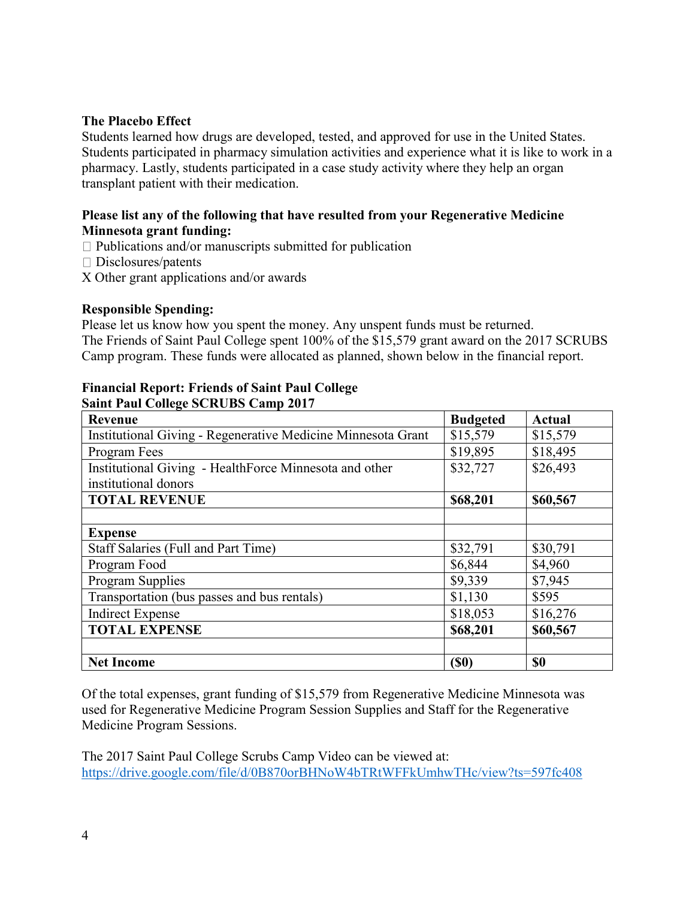**The Placebo Effect**

Students learned how drugs are developed, tested, and approved for use in the United States. Students participated in pharmacy simulation activities and experience what it is like to work in a pharmacy. Lastly, students participated in a case study activity where they help an organ transplant patient with their medication.

**Please list any of the following that have resulted from your Regenerative Medicine Minnesota grant funding:**

- ☐ Publications and/or manuscripts submitted for publication
- ☐ Disclosures/patents
- X Other grant applications and/or awards

**Responsible Spending:**

Please let us know how you spent the money. Any unspent funds must be returned.
The Friends of Saint Paul College spent 100% of the $15,579 grant award on the 2017 SCRUBS Camp program. These funds were allocated as planned, shown below in the financial report.

**Financial Report: Friends of Saint Paul College**
**Saint Paul College SCRUBS Camp 2017**

| **Revenue** | **Budgeted** | **Actual** |
|---|---|---|
| Institutional Giving - Regenerative Medicine Minnesota Grant | $15,579 | $15,579 |
| Program Fees | $19,895 | $18,495 |
| Institutional Giving - HealthForce Minnesota and other institutional donors | $32,727 | $26,493 |
| **TOTAL REVENUE** | **$68,201** | **$60,567** |
| | | |
| **Expense** | | |
| Staff Salaries (Full and Part Time) | $32,791 | $30,791 |
| Program Food | $6,844 | $4,960 |
| Program Supplies | $9,339 | $7,945 |
| Transportation (bus passes and bus rentals) | $1,130 | $595 |
| Indirect Expense | $18,053 | $16,276 |
| **TOTAL EXPENSE** | **$68,201** | **$60,567** |
| | | |
| **Net Income** | **($0)** | **$0** |

Of the total expenses, grant funding of $15,579 from Regenerative Medicine Minnesota was used for Regenerative Medicine Program Session Supplies and Staff for the Regenerative Medicine Program Sessions.

The 2017 Saint Paul College Scrubs Camp Video can be viewed at:
https://drive.google.com/file/d/0B870orBHNoW4bTRtWFFkUmhwTHc/view?ts=597fc408